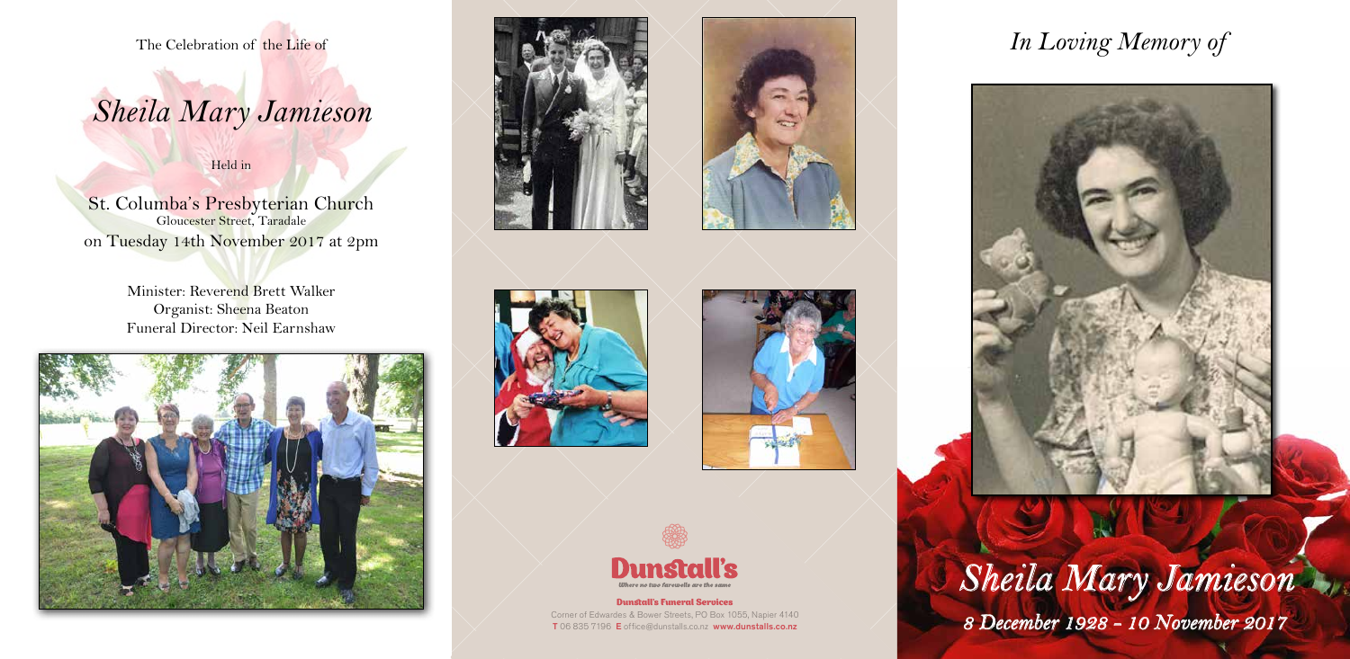The Celebration of the Life of

# *Sheila Mary Jamieson*

Held in

St. Columba's Presbyterian Church
Gloucester Street, Taradale
on Tuesday 14th November 2017 at 2pm

Minister: Reverend Brett Walker
Organist: Sheena Beaton
Funeral Director: Neil Earnshaw

**Dunstall's**
*Where no two farewells are the same*

**Dunstall's Funeral Services**
Corner of Edwardes & Bower Streets, PO Box 1055, Napier 4140
T 06 835 7196 E office@dunstalls.co.nz www.dunstalls.co.nz

*In Loving Memory of*

# *Sheila Mary Jamieson*

*8 December 1928 - 10 November 2017*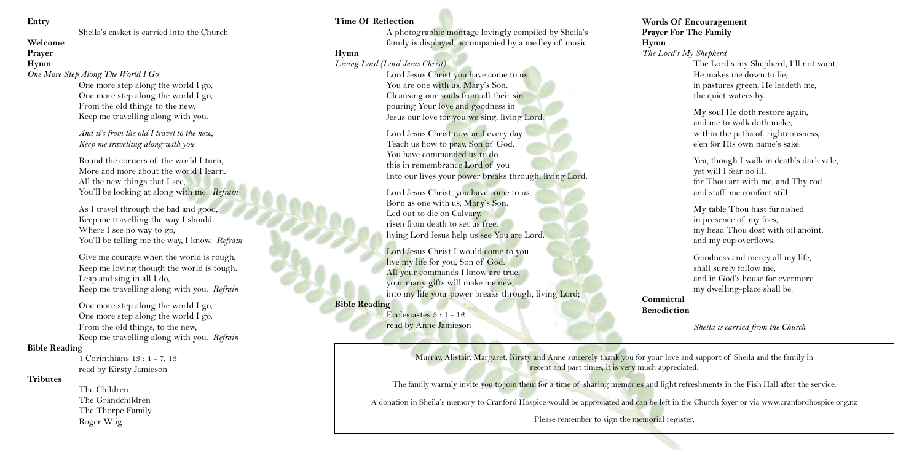**Entry**

Sheila's casket is carried into the Church

**Welcome**

**Prayer**

**Hymn**

*One More Step Along The World I Go*

One more step along the world I go,
One more step along the world I go,
From the old things to the new,
Keep me travelling along with you.

*And it's from the old I travel to the new,*
*Keep me travelling along with you.*

Round the corners of the world I turn,
More and more about the world I learn.
All the new things that I see,
You'll be looking at along with me. *Refrain*

As I travel through the bad and good,
Keep me travelling the way I should.
Where I see no way to go,
You'll be telling me the way, I know. *Refrain*

Give me courage when the world is rough,
Keep me loving though the world is tough.
Leap and sing in all I do,
Keep me travelling along with you. *Refrain*

One more step along the world I go,
One more step along the world I go.
From the old things, to the new,
Keep me travelling along with you. *Refrain*

**Bible Reading**

1 Corinthians 13 : 4 - 7, 13
read by Kirsty Jamieson

**Tributes**

The Children
The Grandchildren
The Thorpe Family
Roger Wiig

**Time Of Reflection**

A photographic montage lovingly compiled by Sheila's family is displayed, accompanied by a medley of music

**Hymn**

*Living Lord (Lord Jesus Christ)*

Lord Jesus Christ you have come to us
You are one with us, Mary's Son.
Cleansing our souls from all their sin
pouring Your love and goodness in
Jesus our love for you we sing, living Lord.

Lord Jesus Christ now and every day
Teach us how to pray, Son of God.
You have commanded us to do
this in remembrance Lord of you
Into our lives your power breaks through, living Lord.

Lord Jesus Christ, you have come to us
Born as one with us, Mary's Son.
Led out to die on Calvary,
risen from death to set us free,
living Lord Jesus help us see You are Lord.

Lord Jesus Christ I would come to you
live my life for you, Son of God.
All your commands I know are true,
your many gifts will make me new,
into my life your power breaks through, living Lord;

**Bible Reading**

Ecclesiastes 3 : 1 - 12
read by Anne Jamieson

**Words Of Encouragement**

**Prayer For The Family**

**Hymn**

*The Lord's My Shepherd*

The Lord's my Shepherd, I'll not want,
He makes me down to lie,
in pastures green, He leadeth me,
the quiet waters by.

My soul He doth restore again,
and me to walk doth make,
within the paths of righteousness,
e'en for His own name's sake.

Yea, though I walk in death's dark vale,
yet will I fear no ill,
for Thou art with me, and Thy rod
and staff me comfort still.

My table Thou hast furnished
in presence of my foes,
my head Thou dost with oil anoint,
and my cup overflows.

Goodness and mercy all my life,
shall surely follow me,
and in God's house for evermore
my dwelling-place shall be.

**Committal**

**Benediction**

*Sheila is carried from the Church*

Murray, Alistair, Margaret, Kirsty and Anne sincerely thank you for your love and support of Sheila and the family in recent and past times, it is very much appreciated.

The family warmly invite you to join them for a time of sharing memories and light refreshments in the Fish Hall after the service.

A donation in Sheila's memory to Cranford Hospice would be appreciated and can be left in the Church foyer or via www.cranfordhospice.org.nz

Please remember to sign the memorial register.